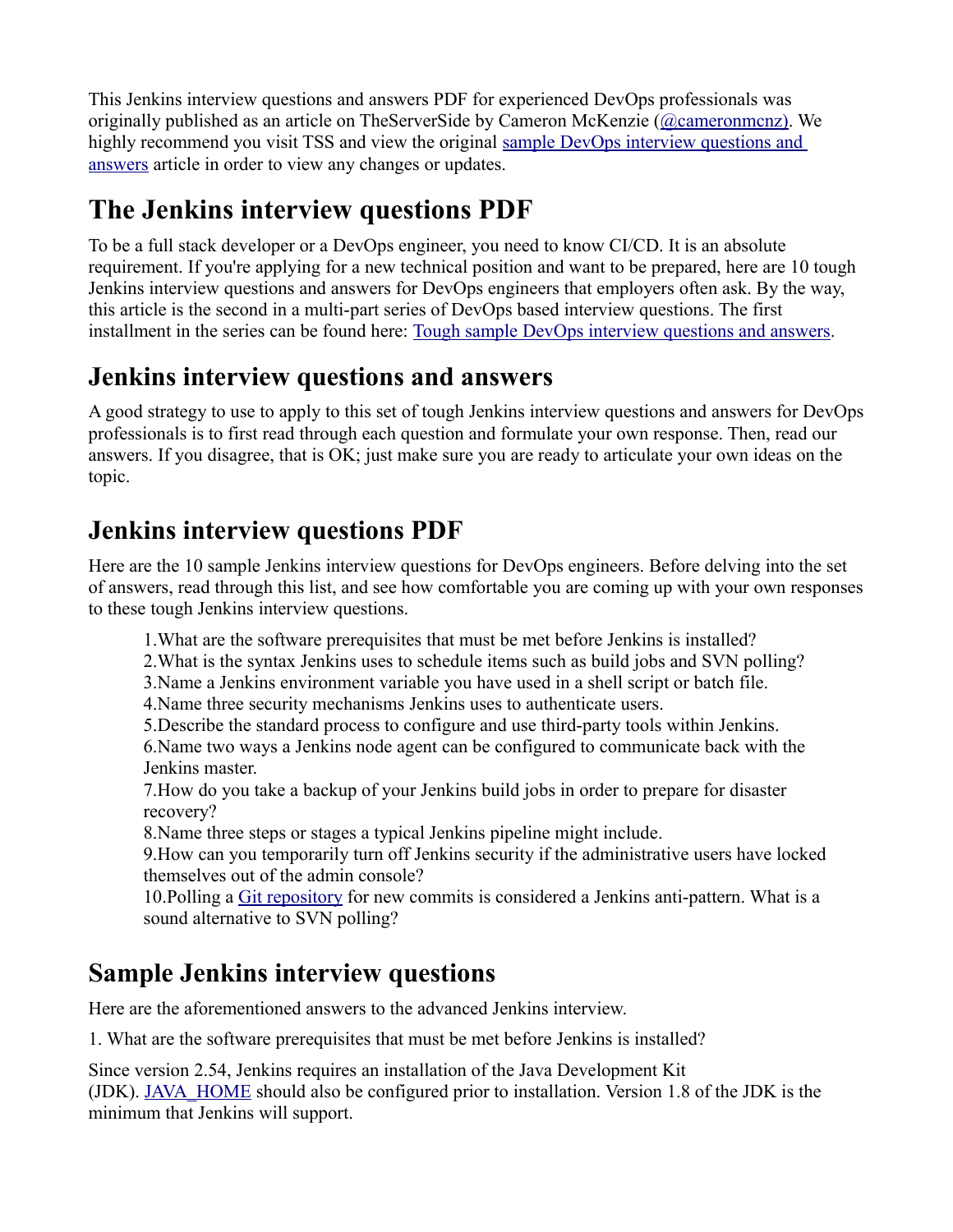This Jenkins interview questions and answers PDF for experienced DevOps professionals was originally published as an article on TheServerSide by Cameron McKenzie ([@cameronmcnz](#)). We highly recommend you visit TSS and view the original [sample DevOps interview questions and answers](#) article in order to view any changes or updates.

# The Jenkins interview questions PDF

To be a full stack developer or a DevOps engineer, you need to know CI/CD. It is an absolute requirement. If you're applying for a new technical position and want to be prepared, here are 10 tough Jenkins interview questions and answers for DevOps engineers that employers often ask. By the way, this article is the second in a multi-part series of DevOps based interview questions. The first installment in the series can be found here: [Tough sample DevOps interview questions and answers](#).

## Jenkins interview questions and answers

A good strategy to use to apply to this set of tough Jenkins interview questions and answers for DevOps professionals is to first read through each question and formulate your own response. Then, read our answers. If you disagree, that is OK; just make sure you are ready to articulate your own ideas on the topic.

## Jenkins interview questions PDF

Here are the 10 sample Jenkins interview questions for DevOps engineers. Before delving into the set of answers, read through this list, and see how comfortable you are coming up with your own responses to these tough Jenkins interview questions.

1. What are the software prerequisites that must be met before Jenkins is installed?
2. What is the syntax Jenkins uses to schedule items such as build jobs and SVN polling?
3. Name a Jenkins environment variable you have used in a shell script or batch file.
4. Name three security mechanisms Jenkins uses to authenticate users.
5. Describe the standard process to configure and use third-party tools within Jenkins.
6. Name two ways a Jenkins node agent can be configured to communicate back with the Jenkins master.
7. How do you take a backup of your Jenkins build jobs in order to prepare for disaster recovery?
8. Name three steps or stages a typical Jenkins pipeline might include.
9. How can you temporarily turn off Jenkins security if the administrative users have locked themselves out of the admin console?
10. Polling a [Git repository](#) for new commits is considered a Jenkins anti-pattern. What is a sound alternative to SVN polling?

## Sample Jenkins interview questions

Here are the aforementioned answers to the advanced Jenkins interview.

1. What are the software prerequisites that must be met before Jenkins is installed?

Since version 2.54, Jenkins requires an installation of the Java Development Kit (JDK). [JAVA_HOME](#) should also be configured prior to installation. Version 1.8 of the JDK is the minimum that Jenkins will support.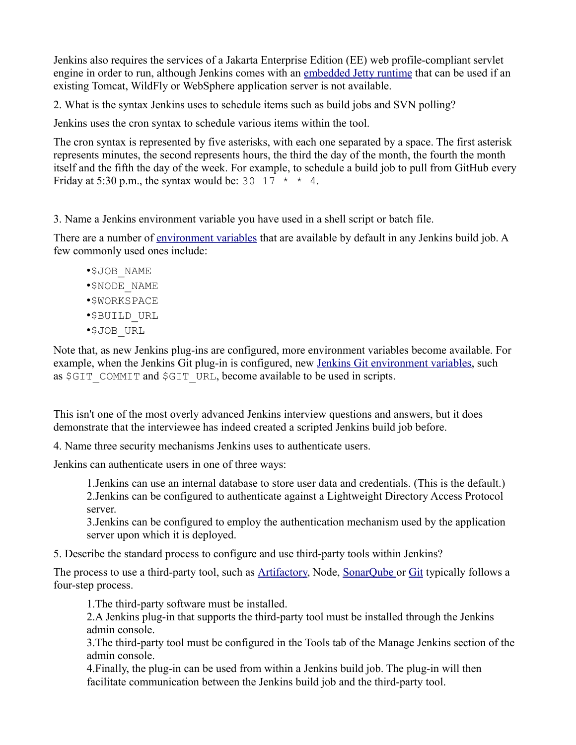Jenkins also requires the services of a Jakarta Enterprise Edition (EE) web profile-compliant servlet engine in order to run, although Jenkins comes with an [embedded Jetty runtime]() that can be used if an existing Tomcat, WildFly or WebSphere application server is not available.

2. What is the syntax Jenkins uses to schedule items such as build jobs and SVN polling?

Jenkins uses the cron syntax to schedule various items within the tool.

The cron syntax is represented by five asterisks, with each one separated by a space. The first asterisk represents minutes, the second represents hours, the third the day of the month, the fourth the month itself and the fifth the day of the week. For example, to schedule a build job to pull from GitHub every Friday at 5:30 p.m., the syntax would be: `30 17 * * 4`.

3. Name a Jenkins environment variable you have used in a shell script or batch file.

There are a number of [environment variables]() that are available by default in any Jenkins build job. A few commonly used ones include:

- `$JOB_NAME`
- `$NODE_NAME`
- `$WORKSPACE`
- `$BUILD_URL`
- `$JOB_URL`

Note that, as new Jenkins plug-ins are configured, more environment variables become available. For example, when the Jenkins Git plug-in is configured, new [Jenkins Git environment variables](), such as `$GIT_COMMIT` and `$GIT_URL`, become available to be used in scripts.

This isn't one of the most overly advanced Jenkins interview questions and answers, but it does demonstrate that the interviewee has indeed created a scripted Jenkins build job before.

4. Name three security mechanisms Jenkins uses to authenticate users.

Jenkins can authenticate users in one of three ways:

1. Jenkins can use an internal database to store user data and credentials. (This is the default.)
2. Jenkins can be configured to authenticate against a Lightweight Directory Access Protocol server.
3. Jenkins can be configured to employ the authentication mechanism used by the application server upon which it is deployed.

5. Describe the standard process to configure and use third-party tools within Jenkins?

The process to use a third-party tool, such as [Artifactory](), Node, [SonarQube]() or [Git]() typically follows a four-step process.

1. The third-party software must be installed.
2. A Jenkins plug-in that supports the third-party tool must be installed through the Jenkins admin console.
3. The third-party tool must be configured in the Tools tab of the Manage Jenkins section of the admin console.
4. Finally, the plug-in can be used from within a Jenkins build job. The plug-in will then facilitate communication between the Jenkins build job and the third-party tool.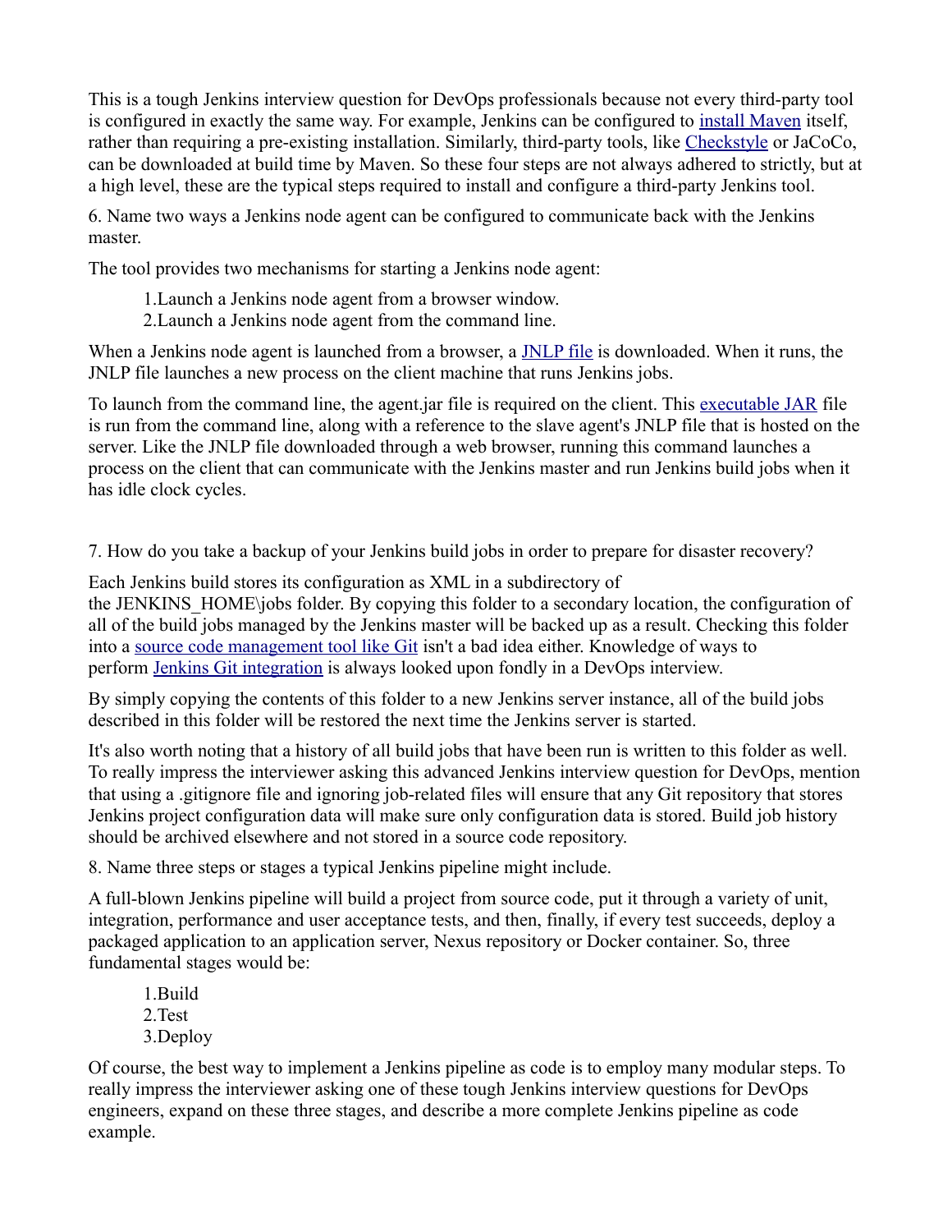This is a tough Jenkins interview question for DevOps professionals because not every third-party tool is configured in exactly the same way. For example, Jenkins can be configured to install Maven itself, rather than requiring a pre-existing installation. Similarly, third-party tools, like Checkstyle or JaCoCo, can be downloaded at build time by Maven. So these four steps are not always adhered to strictly, but at a high level, these are the typical steps required to install and configure a third-party Jenkins tool.

6. Name two ways a Jenkins node agent can be configured to communicate back with the Jenkins master.

The tool provides two mechanisms for starting a Jenkins node agent:

1. Launch a Jenkins node agent from a browser window.
2. Launch a Jenkins node agent from the command line.

When a Jenkins node agent is launched from a browser, a JNLP file is downloaded. When it runs, the JNLP file launches a new process on the client machine that runs Jenkins jobs.

To launch from the command line, the agent.jar file is required on the client. This executable JAR file is run from the command line, along with a reference to the slave agent's JNLP file that is hosted on the server. Like the JNLP file downloaded through a web browser, running this command launches a process on the client that can communicate with the Jenkins master and run Jenkins build jobs when it has idle clock cycles.

7. How do you take a backup of your Jenkins build jobs in order to prepare for disaster recovery?

Each Jenkins build stores its configuration as XML in a subdirectory of the JENKINS_HOME\jobs folder. By copying this folder to a secondary location, the configuration of all of the build jobs managed by the Jenkins master will be backed up as a result. Checking this folder into a source code management tool like Git isn't a bad idea either. Knowledge of ways to perform Jenkins Git integration is always looked upon fondly in a DevOps interview.

By simply copying the contents of this folder to a new Jenkins server instance, all of the build jobs described in this folder will be restored the next time the Jenkins server is started.

It's also worth noting that a history of all build jobs that have been run is written to this folder as well. To really impress the interviewer asking this advanced Jenkins interview question for DevOps, mention that using a .gitignore file and ignoring job-related files will ensure that any Git repository that stores Jenkins project configuration data will make sure only configuration data is stored. Build job history should be archived elsewhere and not stored in a source code repository.

8. Name three steps or stages a typical Jenkins pipeline might include.

A full-blown Jenkins pipeline will build a project from source code, put it through a variety of unit, integration, performance and user acceptance tests, and then, finally, if every test succeeds, deploy a packaged application to an application server, Nexus repository or Docker container. So, three fundamental stages would be:

1. Build
2. Test
3. Deploy

Of course, the best way to implement a Jenkins pipeline as code is to employ many modular steps. To really impress the interviewer asking one of these tough Jenkins interview questions for DevOps engineers, expand on these three stages, and describe a more complete Jenkins pipeline as code example.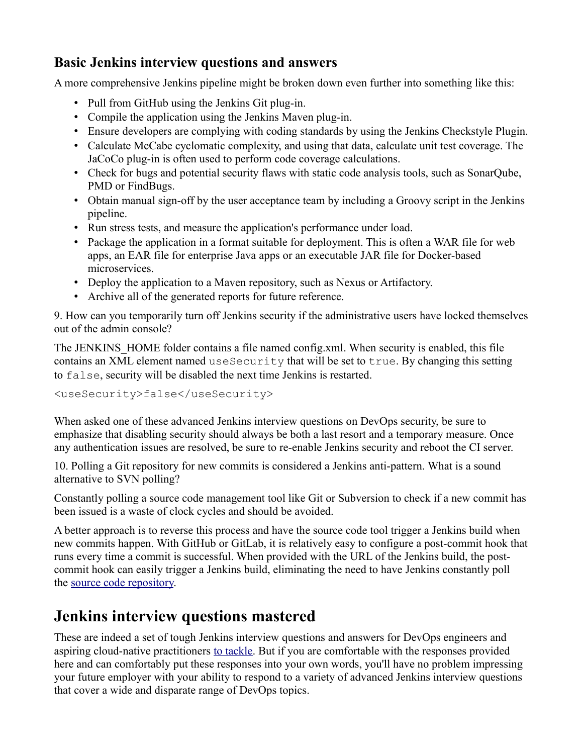## Basic Jenkins interview questions and answers

A more comprehensive Jenkins pipeline might be broken down even further into something like this:

- Pull from GitHub using the Jenkins Git plug-in.
- Compile the application using the Jenkins Maven plug-in.
- Ensure developers are complying with coding standards by using the Jenkins Checkstyle Plugin.
- Calculate McCabe cyclomatic complexity, and using that data, calculate unit test coverage. The JaCoCo plug-in is often used to perform code coverage calculations.
- Check for bugs and potential security flaws with static code analysis tools, such as SonarQube, PMD or FindBugs.
- Obtain manual sign-off by the user acceptance team by including a Groovy script in the Jenkins pipeline.
- Run stress tests, and measure the application's performance under load.
- Package the application in a format suitable for deployment. This is often a WAR file for web apps, an EAR file for enterprise Java apps or an executable JAR file for Docker-based microservices.
- Deploy the application to a Maven repository, such as Nexus or Artifactory.
- Archive all of the generated reports for future reference.

9. How can you temporarily turn off Jenkins security if the administrative users have locked themselves out of the admin console?

The JENKINS_HOME folder contains a file named config.xml. When security is enabled, this file contains an XML element named `useSecurity` that will be set to `true`. By changing this setting to `false`, security will be disabled the next time Jenkins is restarted.

```
<useSecurity>false</useSecurity>
```

When asked one of these advanced Jenkins interview questions on DevOps security, be sure to emphasize that disabling security should always be both a last resort and a temporary measure. Once any authentication issues are resolved, be sure to re-enable Jenkins security and reboot the CI server.

10. Polling a Git repository for new commits is considered a Jenkins anti-pattern. What is a sound alternative to SVN polling?

Constantly polling a source code management tool like Git or Subversion to check if a new commit has been issued is a waste of clock cycles and should be avoided.

A better approach is to reverse this process and have the source code tool trigger a Jenkins build when new commits happen. With GitHub or GitLab, it is relatively easy to configure a post-commit hook that runs every time a commit is successful. When provided with the URL of the Jenkins build, the post-commit hook can easily trigger a Jenkins build, eliminating the need to have Jenkins constantly poll the source code repository.

# Jenkins interview questions mastered

These are indeed a set of tough Jenkins interview questions and answers for DevOps engineers and aspiring cloud-native practitioners to tackle. But if you are comfortable with the responses provided here and can comfortably put these responses into your own words, you'll have no problem impressing your future employer with your ability to respond to a variety of advanced Jenkins interview questions that cover a wide and disparate range of DevOps topics.